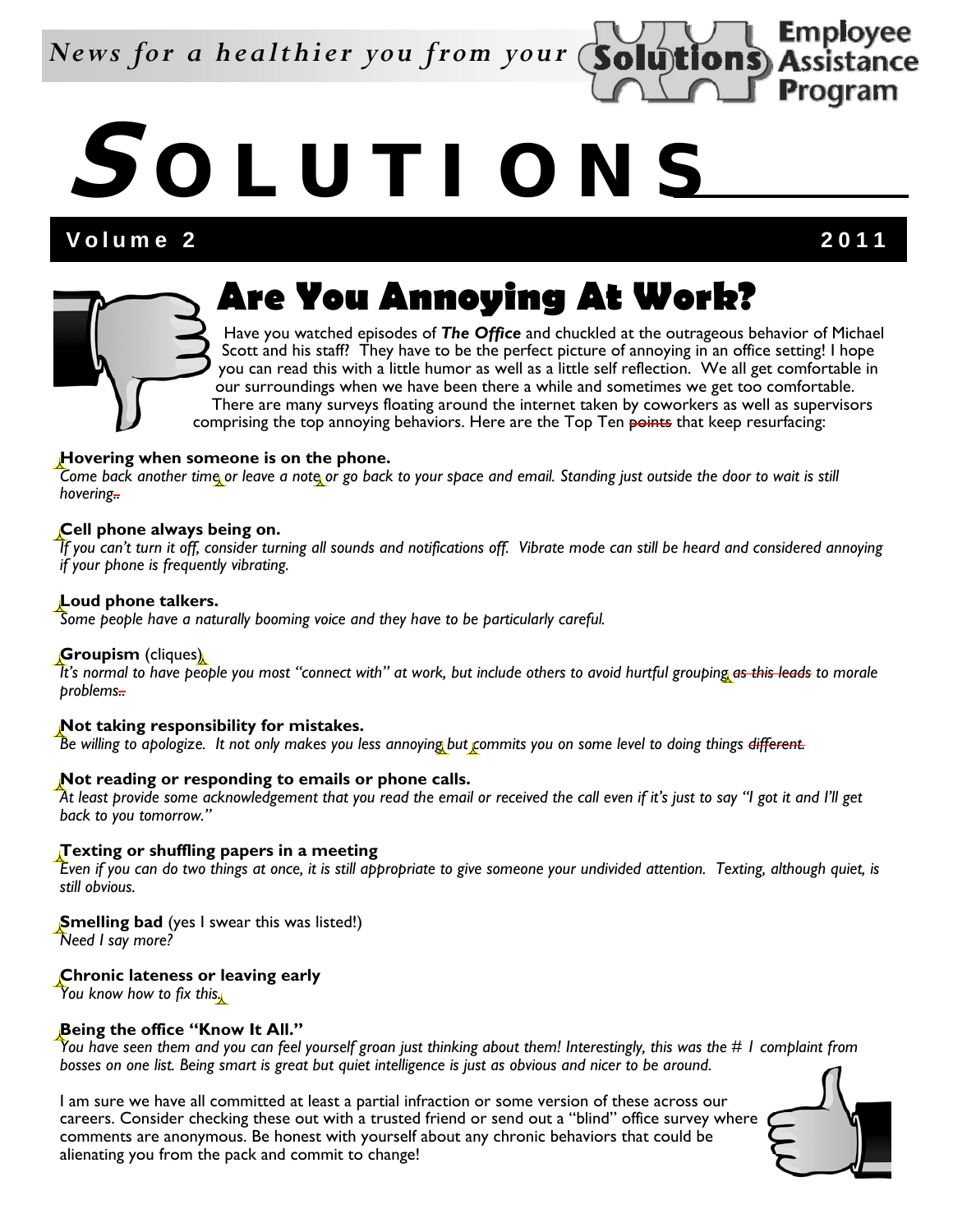News for a healthier you from your Solutions Employee Assistance Program

# SOLUTIONS

**Volume 2** **2011**

## Are You Annoying At Work?

Have you watched episodes of ***The Office*** and chuckled at the outrageous behavior of Michael Scott and his staff? They have to be the perfect picture of annoying in an office setting! I hope you can read this with a little humor as well as a little self reflection. We all get comfortable in our surroundings when we have been there a while and sometimes we get too comfortable. There are many surveys floating around the internet taken by coworkers as well as supervisors comprising the top annoying behaviors. Here are the Top Ten ~~points~~ that keep resurfacing:

**Hovering when someone is on the phone.**
*Come back another time, or leave a note, or go back to your space and email. Standing just outside the door to wait is still hovering.*

**Cell phone always being on.**
*If you can't turn it off, consider turning all sounds and notifications off. Vibrate mode can still be heard and considered annoying if your phone is frequently vibrating.*

**Loud phone talkers.**
*Some people have a naturally booming voice and they have to be particularly careful.*

**Groupism** (cliques).
*It's normal to have people you most "connect with" at work, but include others to avoid hurtful grouping ~~as this leads~~ to morale problems.*

**Not taking responsibility for mistakes.**
*Be willing to apologize. It not only makes you less annoying but commits you on some level to doing things ~~different.~~*

**Not reading or responding to emails or phone calls.**
*At least provide some acknowledgement that you read the email or received the call even if it's just to say "I got it and I'll get back to you tomorrow."*

**Texting or shuffling papers in a meeting**
*Even if you can do two things at once, it is still appropriate to give someone your undivided attention. Texting, although quiet, is still obvious.*

**Smelling bad** (yes I swear this was listed!)
*Need I say more?*

**Chronic lateness or leaving early**
*You know how to fix this.*

**Being the office "Know It All."**
*You have seen them and you can feel yourself groan just thinking about them! Interestingly, this was the # 1 complaint from bosses on one list. Being smart is great but quiet intelligence is just as obvious and nicer to be around.*

I am sure we have all committed at least a partial infraction or some version of these across our careers. Consider checking these out with a trusted friend or send out a "blind" office survey where comments are anonymous. Be honest with yourself about any chronic behaviors that could be alienating you from the pack and commit to change!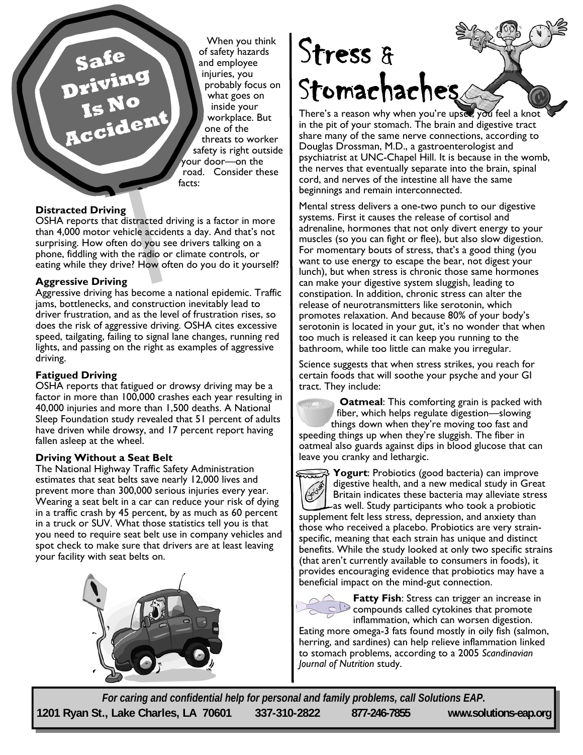# Safe Driving Is No Accident

When you think of safety hazards and employee injuries, you probably focus on what goes on inside your workplace. But one of the threats to worker safety is right outside your door—on the road. Consider these facts:

**Distracted Driving**

OSHA reports that distracted driving is a factor in more than 4,000 motor vehicle accidents a day. And that's not surprising. How often do you see drivers talking on a phone, fiddling with the radio or climate controls, or eating while they drive? How often do you do it yourself?

**Aggressive Driving**

Aggressive driving has become a national epidemic. Traffic jams, bottlenecks, and construction inevitably lead to driver frustration, and as the level of frustration rises, so does the risk of aggressive driving. OSHA cites excessive speed, tailgating, failing to signal lane changes, running red lights, and passing on the right as examples of aggressive driving.

**Fatigued Driving**

OSHA reports that fatigued or drowsy driving may be a factor in more than 100,000 crashes each year resulting in 40,000 injuries and more than 1,500 deaths. A National Sleep Foundation study revealed that 51 percent of adults have driven while drowsy, and 17 percent report having fallen asleep at the wheel.

**Driving Without a Seat Belt**

The National Highway Traffic Safety Administration estimates that seat belts save nearly 12,000 lives and prevent more than 300,000 serious injuries every year. Wearing a seat belt in a car can reduce your risk of dying in a traffic crash by 45 percent, by as much as 60 percent in a truck or SUV. What those statistics tell you is that you need to require seat belt use in company vehicles and spot check to make sure that drivers are at least leaving your facility with seat belts on.

# Stress & Stomachaches

There's a reason why when you're upset, you feel a knot in the pit of your stomach. The brain and digestive tract share many of the same nerve connections, according to Douglas Drossman, M.D., a gastroenterologist and psychiatrist at UNC-Chapel Hill. It is because in the womb, the nerves that eventually separate into the brain, spinal cord, and nerves of the intestine all have the same beginnings and remain interconnected.

Mental stress delivers a one-two punch to our digestive systems. First it causes the release of cortisol and adrenaline, hormones that not only divert energy to your muscles (so you can fight or flee), but also slow digestion. For momentary bouts of stress, that's a good thing (you want to use energy to escape the bear, not digest your lunch), but when stress is chronic those same hormones can make your digestive system sluggish, leading to constipation. In addition, chronic stress can alter the release of neurotransmitters like serotonin, which promotes relaxation. And because 80% of your body's serotonin is located in your gut, it's no wonder that when too much is released it can keep you running to the bathroom, while too little can make you irregular.

Science suggests that when stress strikes, you reach for certain foods that will soothe your psyche and your GI tract. They include:

**Oatmeal**: This comforting grain is packed with fiber, which helps regulate digestion—slowing things down when they're moving too fast and speeding things up when they're sluggish. The fiber in oatmeal also guards against dips in blood glucose that can leave you cranky and lethargic.

**Yogurt**: Probiotics (good bacteria) can improve digestive health, and a new medical study in Great Britain indicates these bacteria may alleviate stress as well. Study participants who took a probiotic supplement felt less stress, depression, and anxiety than those who received a placebo. Probiotics are very strain-specific, meaning that each strain has unique and distinct benefits. While the study looked at only two specific strains (that aren't currently available to consumers in foods), it provides encouraging evidence that probiotics may have a beneficial impact on the mind-gut connection.

**Fatty Fish**: Stress can trigger an increase in compounds called cytokines that promote inflammation, which can worsen digestion. Eating more omega-3 fats found mostly in oily fish (salmon, herring, and sardines) can help relieve inflammation linked to stomach problems, according to a 2005 *Scandinavian Journal of Nutrition* study.

*For caring and confidential help for personal and family problems, call Solutions EAP.*

**1201 Ryan St., Lake Charles, LA 70601 337-310-2822 877-246-7855 www.solutions-eap.org**